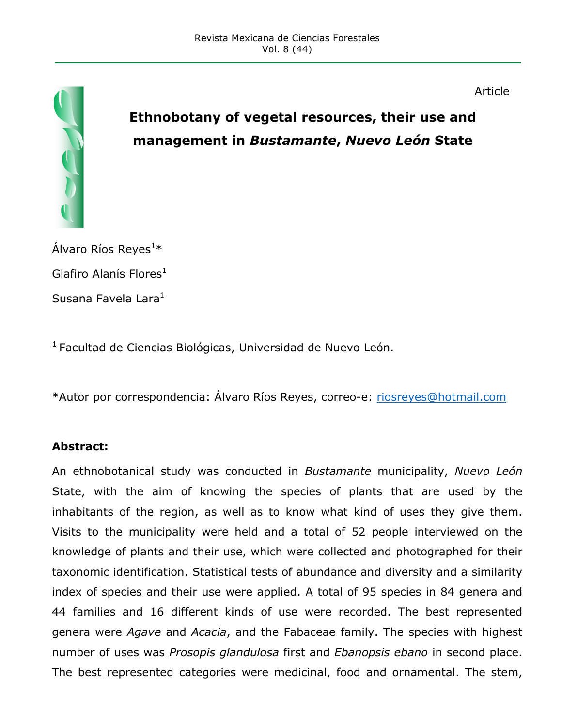Article

# Ethnobotany of vegetal resources, their use and management in *Bustamante*, *Nuevo León* State

Álvaro Ríos Reyes[1]*

Glafiro Alanís Flores[1]

Susana Favela Lara[1]

[1] Facultad de Ciencias Biológicas, Universidad de Nuevo León.

*Autor por correspondencia: Álvaro Ríos Reyes, correo-e: riosreyes@hotmail.com

**Abstract:**

An ethnobotanical study was conducted in *Bustamante* municipality, *Nuevo León* State, with the aim of knowing the species of plants that are used by the inhabitants of the region, as well as to know what kind of uses they give them. Visits to the municipality were held and a total of 52 people interviewed on the knowledge of plants and their use, which were collected and photographed for their taxonomic identification. Statistical tests of abundance and diversity and a similarity index of species and their use were applied. A total of 95 species in 84 genera and 44 families and 16 different kinds of use were recorded. The best represented genera were *Agave* and *Acacia*, and the Fabaceae family. The species with highest number of uses was *Prosopis glandulosa* first and *Ebanopsis ebano* in second place. The best represented categories were medicinal, food and ornamental. The stem,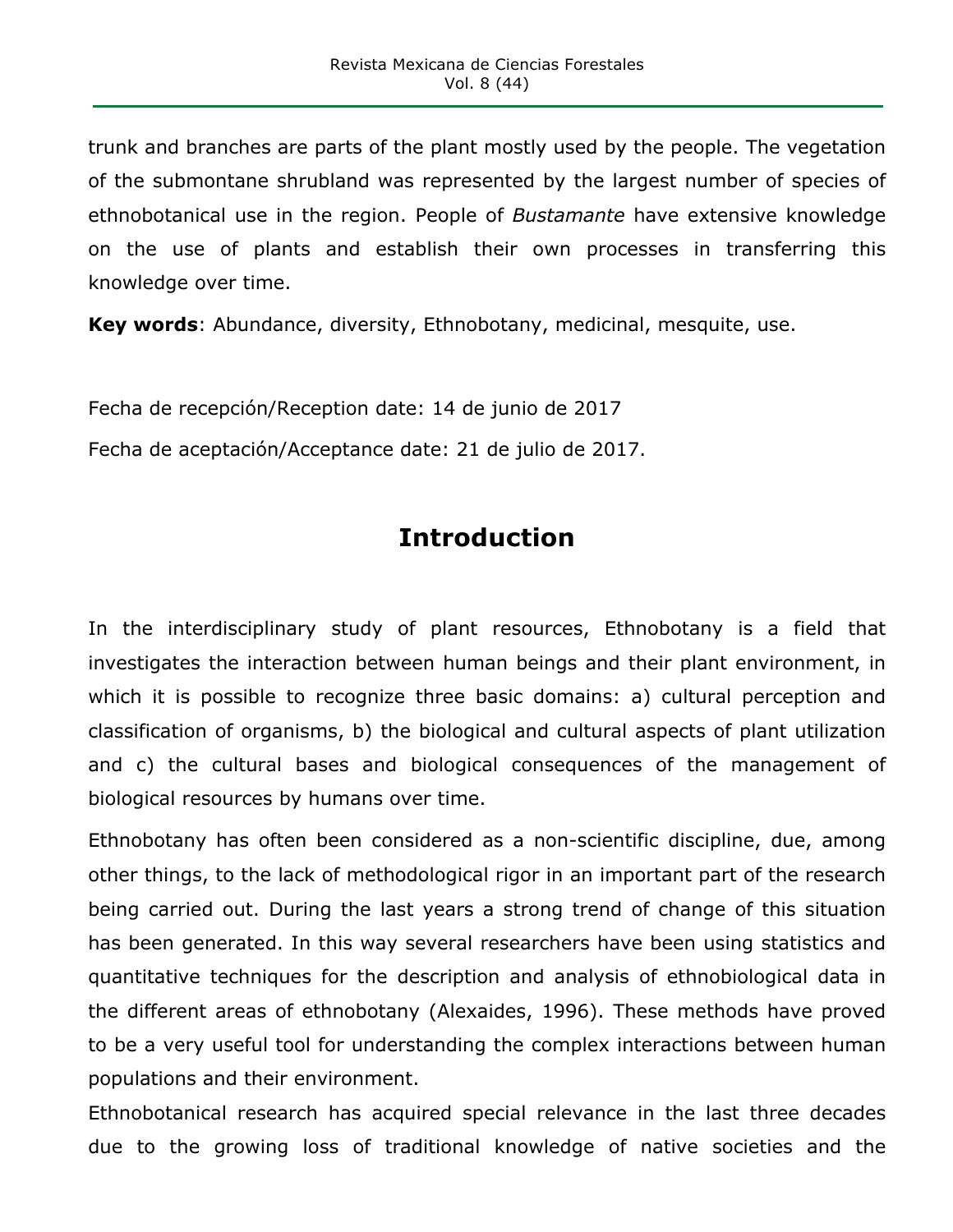trunk and branches are parts of the plant mostly used by the people. The vegetation of the submontane shrubland was represented by the largest number of species of ethnobotanical use in the region. People of *Bustamante* have extensive knowledge on the use of plants and establish their own processes in transferring this knowledge over time.

**Key words**: Abundance, diversity, Ethnobotany, medicinal, mesquite, use.

Fecha de recepción/Reception date: 14 de junio de 2017

Fecha de aceptación/Acceptance date: 21 de julio de 2017.

# Introduction

In the interdisciplinary study of plant resources, Ethnobotany is a field that investigates the interaction between human beings and their plant environment, in which it is possible to recognize three basic domains: a) cultural perception and classification of organisms, b) the biological and cultural aspects of plant utilization and c) the cultural bases and biological consequences of the management of biological resources by humans over time.

Ethnobotany has often been considered as a non-scientific discipline, due, among other things, to the lack of methodological rigor in an important part of the research being carried out. During the last years a strong trend of change of this situation has been generated. In this way several researchers have been using statistics and quantitative techniques for the description and analysis of ethnobiological data in the different areas of ethnobotany (Alexaides, 1996). These methods have proved to be a very useful tool for understanding the complex interactions between human populations and their environment.

Ethnobotanical research has acquired special relevance in the last three decades due to the growing loss of traditional knowledge of native societies and the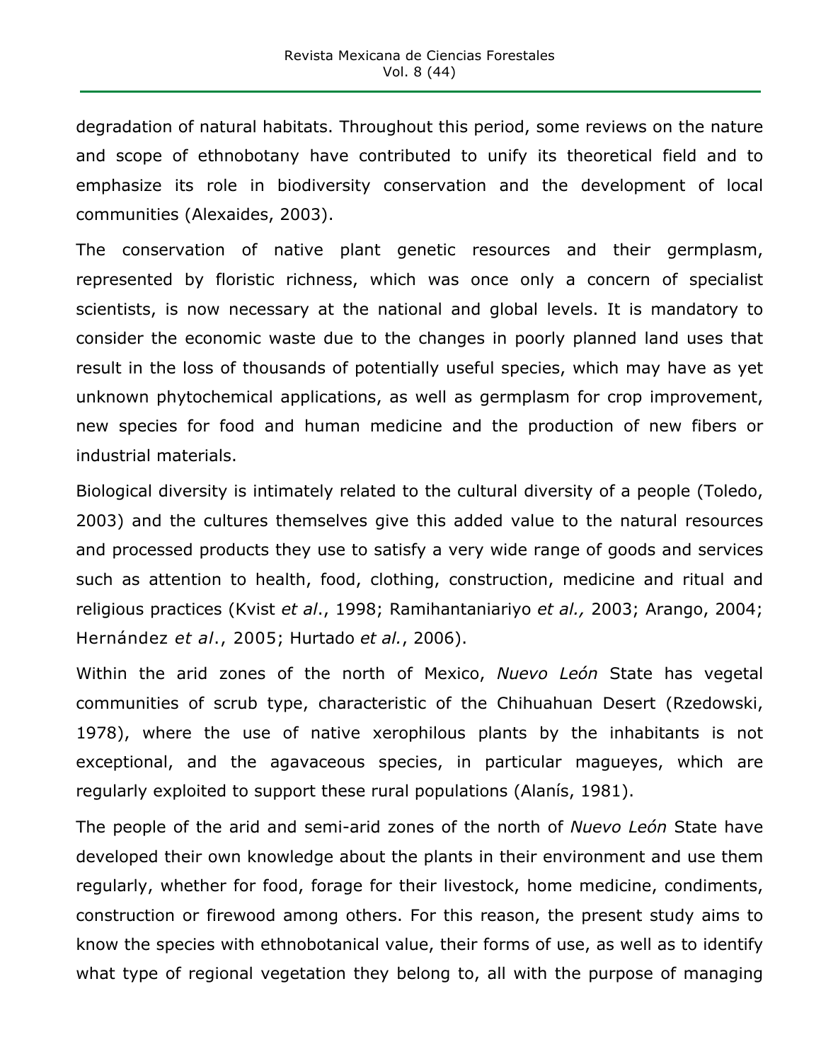degradation of natural habitats. Throughout this period, some reviews on the nature and scope of ethnobotany have contributed to unify its theoretical field and to emphasize its role in biodiversity conservation and the development of local communities (Alexaides, 2003).

The conservation of native plant genetic resources and their germplasm, represented by floristic richness, which was once only a concern of specialist scientists, is now necessary at the national and global levels. It is mandatory to consider the economic waste due to the changes in poorly planned land uses that result in the loss of thousands of potentially useful species, which may have as yet unknown phytochemical applications, as well as germplasm for crop improvement, new species for food and human medicine and the production of new fibers or industrial materials.

Biological diversity is intimately related to the cultural diversity of a people (Toledo, 2003) and the cultures themselves give this added value to the natural resources and processed products they use to satisfy a very wide range of goods and services such as attention to health, food, clothing, construction, medicine and ritual and religious practices (Kvist *et al*., 1998; Ramihantaniariyo *et al.,* 2003; Arango, 2004; Hernández *et al*., 2005; Hurtado *et al.*, 2006).

Within the arid zones of the north of Mexico, *Nuevo León* State has vegetal communities of scrub type, characteristic of the Chihuahuan Desert (Rzedowski, 1978), where the use of native xerophilous plants by the inhabitants is not exceptional, and the agavaceous species, in particular magueyes, which are regularly exploited to support these rural populations (Alanís, 1981).

The people of the arid and semi-arid zones of the north of *Nuevo León* State have developed their own knowledge about the plants in their environment and use them regularly, whether for food, forage for their livestock, home medicine, condiments, construction or firewood among others. For this reason, the present study aims to know the species with ethnobotanical value, their forms of use, as well as to identify what type of regional vegetation they belong to, all with the purpose of managing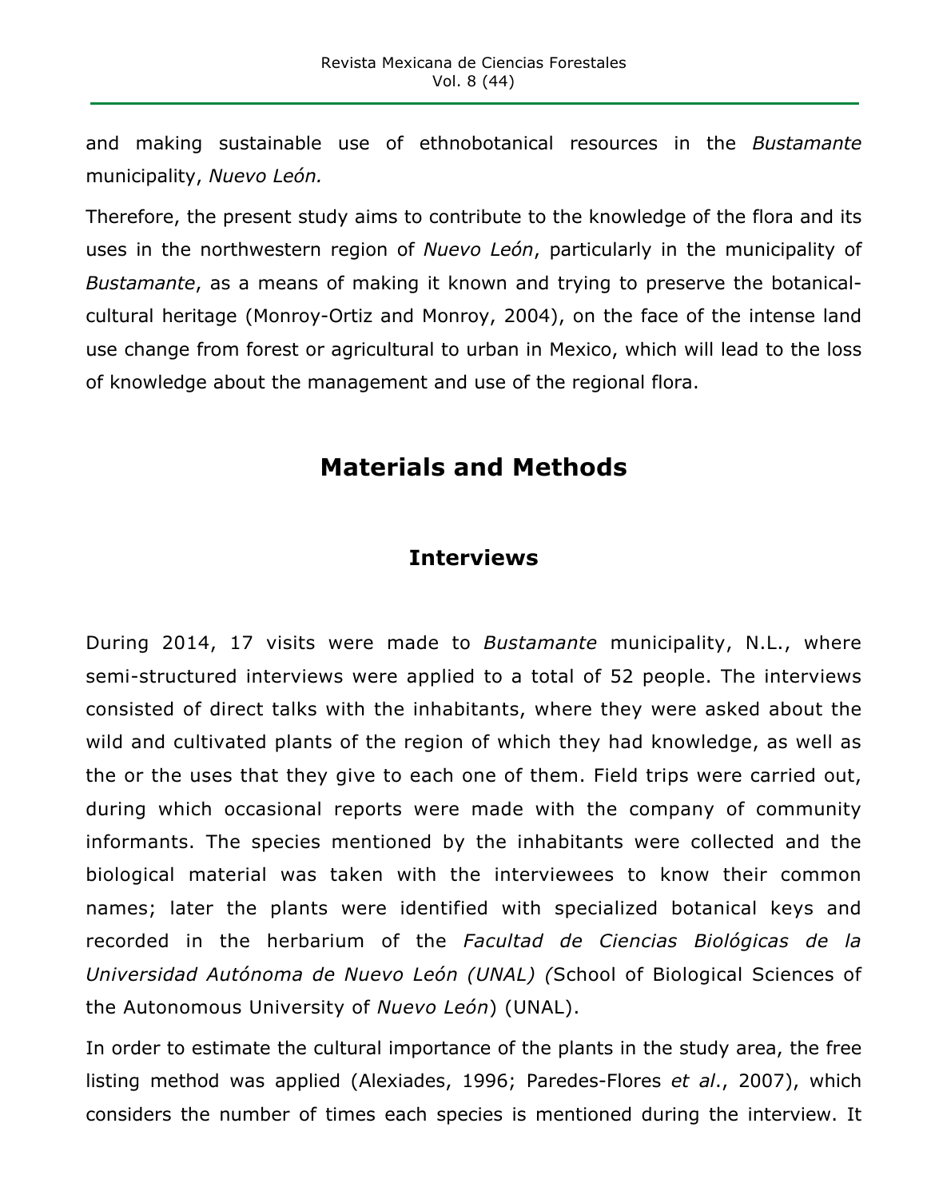and making sustainable use of ethnobotanical resources in the *Bustamante* municipality, *Nuevo León.*

Therefore, the present study aims to contribute to the knowledge of the flora and its uses in the northwestern region of *Nuevo León*, particularly in the municipality of *Bustamante*, as a means of making it known and trying to preserve the botanical-cultural heritage (Monroy-Ortiz and Monroy, 2004), on the face of the intense land use change from forest or agricultural to urban in Mexico, which will lead to the loss of knowledge about the management and use of the regional flora.

## Materials and Methods

### Interviews

During 2014, 17 visits were made to *Bustamante* municipality, N.L., where semi-structured interviews were applied to a total of 52 people. The interviews consisted of direct talks with the inhabitants, where they were asked about the wild and cultivated plants of the region of which they had knowledge, as well as the or the uses that they give to each one of them. Field trips were carried out, during which occasional reports were made with the company of community informants. The species mentioned by the inhabitants were collected and the biological material was taken with the interviewees to know their common names; later the plants were identified with specialized botanical keys and recorded in the herbarium of the *Facultad de Ciencias Biológicas de la Universidad Autónoma de Nuevo León (UNAL) (*School of Biological Sciences of the Autonomous University of *Nuevo León*) (UNAL).

In order to estimate the cultural importance of the plants in the study area, the free listing method was applied (Alexiades, 1996; Paredes-Flores *et al*., 2007), which considers the number of times each species is mentioned during the interview. It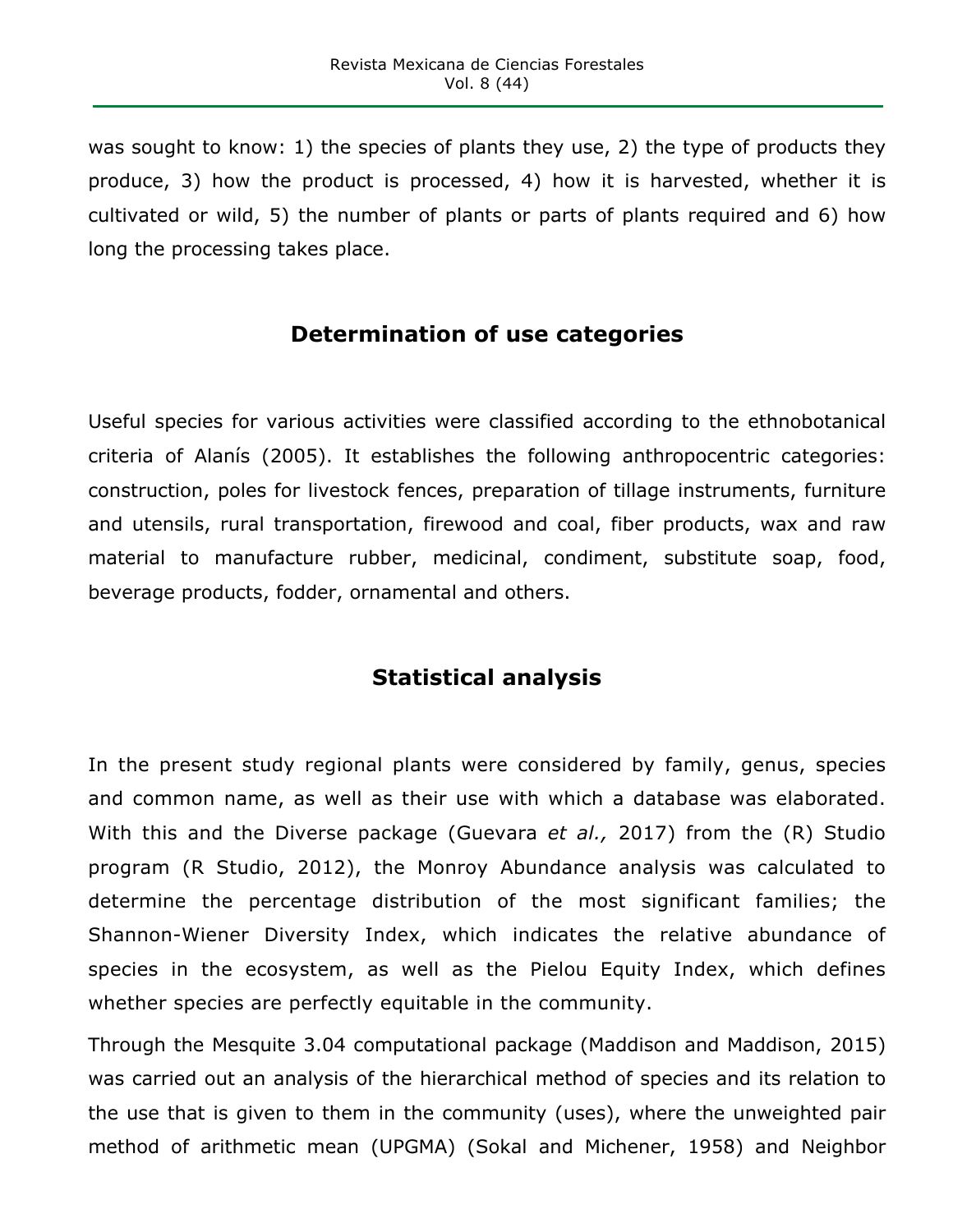was sought to know: 1) the species of plants they use, 2) the type of products they produce, 3) how the product is processed, 4) how it is harvested, whether it is cultivated or wild, 5) the number of plants or parts of plants required and 6) how long the processing takes place.

## Determination of use categories

Useful species for various activities were classified according to the ethnobotanical criteria of Alanís (2005). It establishes the following anthropocentric categories: construction, poles for livestock fences, preparation of tillage instruments, furniture and utensils, rural transportation, firewood and coal, fiber products, wax and raw material to manufacture rubber, medicinal, condiment, substitute soap, food, beverage products, fodder, ornamental and others.

## Statistical analysis

In the present study regional plants were considered by family, genus, species and common name, as well as their use with which a database was elaborated. With this and the Diverse package (Guevara *et al.,* 2017) from the (R) Studio program (R Studio, 2012), the Monroy Abundance analysis was calculated to determine the percentage distribution of the most significant families; the Shannon-Wiener Diversity Index, which indicates the relative abundance of species in the ecosystem, as well as the Pielou Equity Index, which defines whether species are perfectly equitable in the community.

Through the Mesquite 3.04 computational package (Maddison and Maddison, 2015) was carried out an analysis of the hierarchical method of species and its relation to the use that is given to them in the community (uses), where the unweighted pair method of arithmetic mean (UPGMA) (Sokal and Michener, 1958) and Neighbor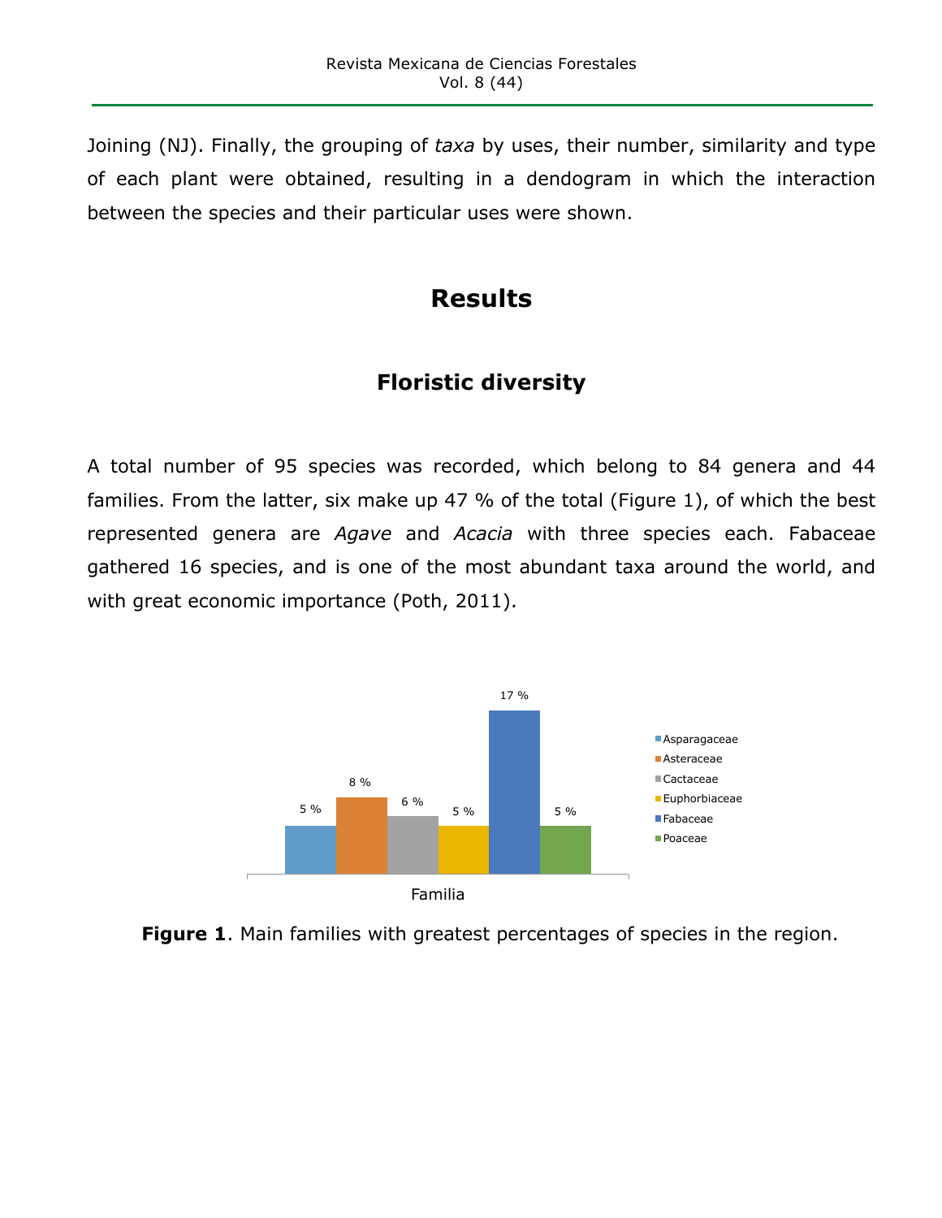Joining (NJ). Finally, the grouping of *taxa* by uses, their number, similarity and type of each plant were obtained, resulting in a dendogram in which the interaction between the species and their particular uses were shown.

# Results

## Floristic diversity

A total number of 95 species was recorded, which belong to 84 genera and 44 families. From the latter, six make up 47 % of the total (Figure 1), of which the best represented genera are *Agave* and *Acacia* with three species each. Fabaceae gathered 16 species, and is one of the most abundant taxa around the world, and with great economic importance (Poth, 2011).

**Figure 1**. Main families with greatest percentages of species in the region.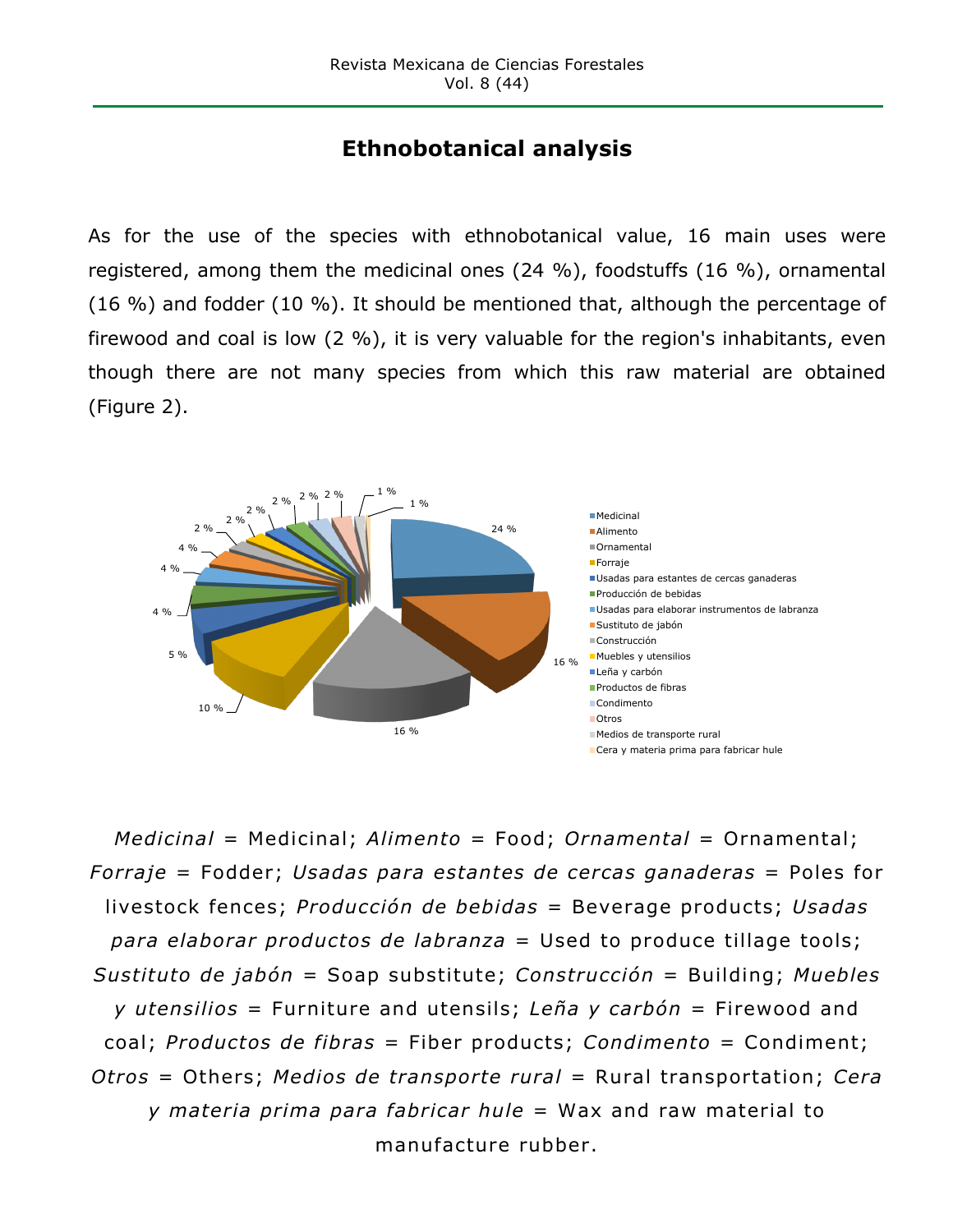## Ethnobotanical analysis

As for the use of the species with ethnobotanical value, 16 main uses were registered, among them the medicinal ones (24 %), foodstuffs (16 %), ornamental (16 %) and fodder (10 %). It should be mentioned that, although the percentage of firewood and coal is low (2 %), it is very valuable for the region's inhabitants, even though there are not many species from which this raw material are obtained (Figure 2).

*Medicinal* = Medicinal; *Alimento* = Food; *Ornamental* = Ornamental; *Forraje* = Fodder; *Usadas para estantes de cercas ganaderas* = Poles for livestock fences; *Producción de bebidas* = Beverage products; *Usadas para elaborar productos de labranza* = Used to produce tillage tools; *Sustituto de jabón* = Soap substitute; *Construcción* = Building; *Muebles y utensilios* = Furniture and utensils; *Leña y carbón* = Firewood and coal; *Productos de fibras* = Fiber products; *Condimento* = Condiment; *Otros* = Others; *Medios de transporte rural* = Rural transportation; *Cera y materia prima para fabricar hule* = Wax and raw material to manufacture rubber.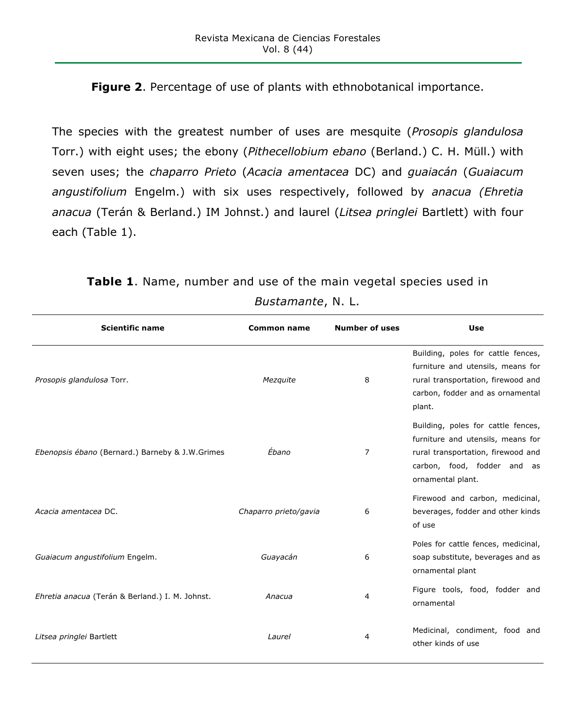**Figure 2**. Percentage of use of plants with ethnobotanical importance.

The species with the greatest number of uses are mesquite (*Prosopis glandulosa* Torr.) with eight uses; the ebony (*Pithecellobium ebano* (Berland.) C. H. Müll.) with seven uses; the *chaparro Prieto* (*Acacia amentacea* DC) and *guaiacán* (*Guaiacum angustifolium* Engelm.) with six uses respectively, followed by *anacua (Ehretia anacua* (Terán & Berland.) IM Johnst.) and laurel (*Litsea pringlei* Bartlett) with four each (Table 1).

**Table 1**. Name, number and use of the main vegetal species used in *Bustamante*, N. L.

| Scientific name | Common name | Number of uses | Use |
|---|---|---|---|
| *Prosopis glandulosa* Torr. | *Mezquite* | 8 | Building, poles for cattle fences, furniture and utensils, means for rural transportation, firewood and carbon, fodder and as ornamental plant. |
| *Ebenopsis ébano* (Bernard.) Barneby & J.W.Grimes | *Ébano* | 7 | Building, poles for cattle fences, furniture and utensils, means for rural transportation, firewood and carbon, food, fodder and as ornamental plant. |
| *Acacia amentacea* DC. | *Chaparro prieto/gavia* | 6 | Firewood and carbon, medicinal, beverages, fodder and other kinds of use |
| *Guaiacum angustifolium* Engelm. | *Guayacán* | 6 | Poles for cattle fences, medicinal, soap substitute, beverages and as ornamental plant |
| *Ehretia anacua* (Terán & Berland.) I. M. Johnst. | *Anacua* | 4 | Figure tools, food, fodder and ornamental |
| *Litsea pringlei* Bartlett | *Laurel* | 4 | Medicinal, condiment, food and other kinds of use |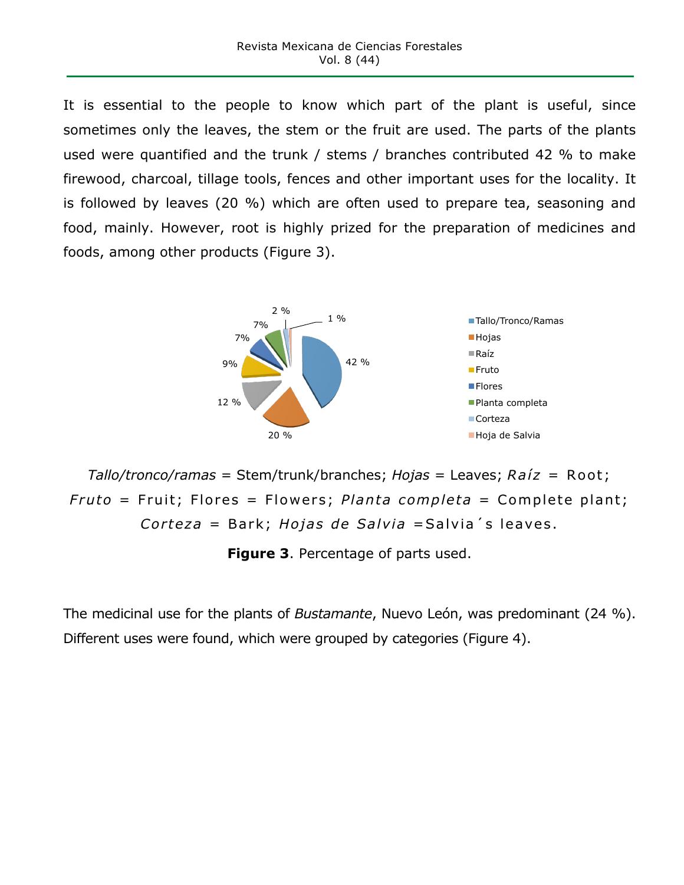It is essential to the people to know which part of the plant is useful, since sometimes only the leaves, the stem or the fruit are used. The parts of the plants used were quantified and the trunk / stems / branches contributed 42 % to make firewood, charcoal, tillage tools, fences and other important uses for the locality. It is followed by leaves (20 %) which are often used to prepare tea, seasoning and food, mainly. However, root is highly prized for the preparation of medicines and foods, among other products (Figure 3).

*Tallo/tronco/ramas* = Stem/trunk/branches; *Hojas* = Leaves; *Raíz* = Root; *Fruto* = Fruit; Flores = Flowers; *Planta completa* = Complete plant; *Corteza* = Bark; *Hojas de Salvia* =Salvia´s leaves.

**Figure 3**. Percentage of parts used.

The medicinal use for the plants of *Bustamante*, Nuevo León, was predominant (24 %). Different uses were found, which were grouped by categories (Figure 4).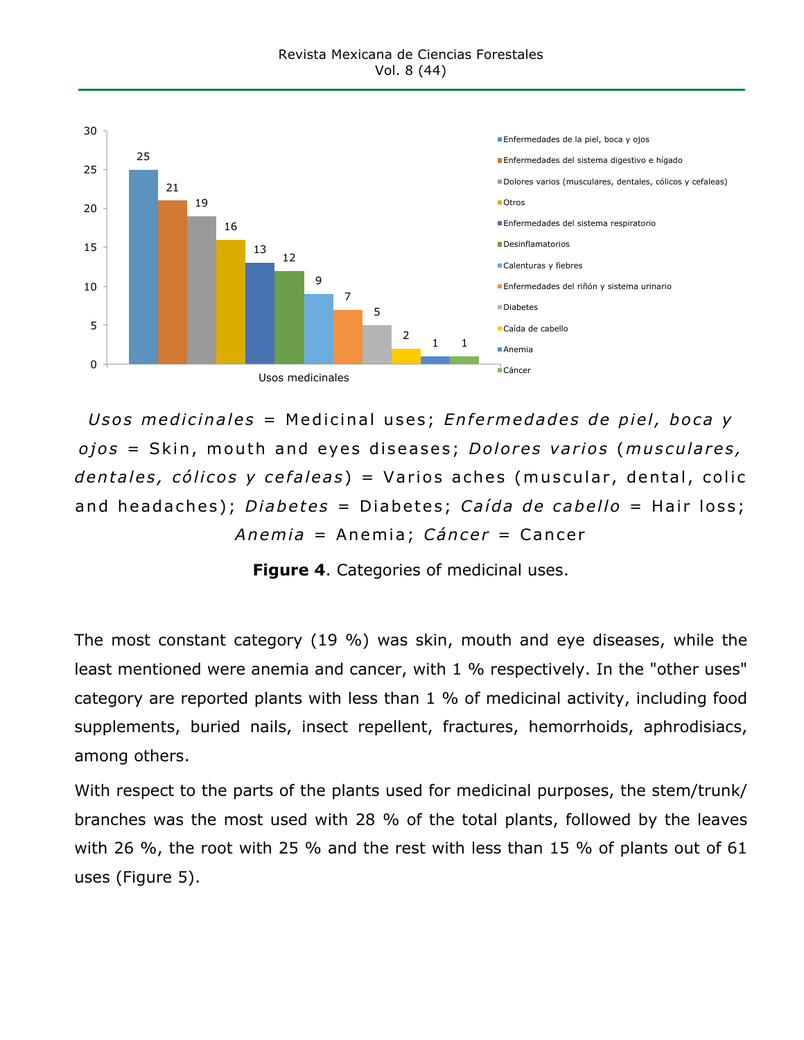*Usos medicinales* = Medicinal uses; *Enfermedades de piel, boca y ojos* = Skin, mouth and eyes diseases; *Dolores varios* (*musculares, dentales, cólicos y cefaleas*) = Varios aches (muscular, dental, colic and headaches); *Diabetes* = Diabetes; *Caída de cabello* = Hair loss; *Anemia* = Anemia; *Cáncer* = Cancer

**Figure 4**. Categories of medicinal uses.

The most constant category (19 %) was skin, mouth and eye diseases, while the least mentioned were anemia and cancer, with 1 % respectively. In the "other uses" category are reported plants with less than 1 % of medicinal activity, including food supplements, buried nails, insect repellent, fractures, hemorrhoids, aphrodisiacs, among others.

With respect to the parts of the plants used for medicinal purposes, the stem/trunk/branches was the most used with 28 % of the total plants, followed by the leaves with 26 %, the root with 25 % and the rest with less than 15 % of plants out of 61 uses (Figure 5).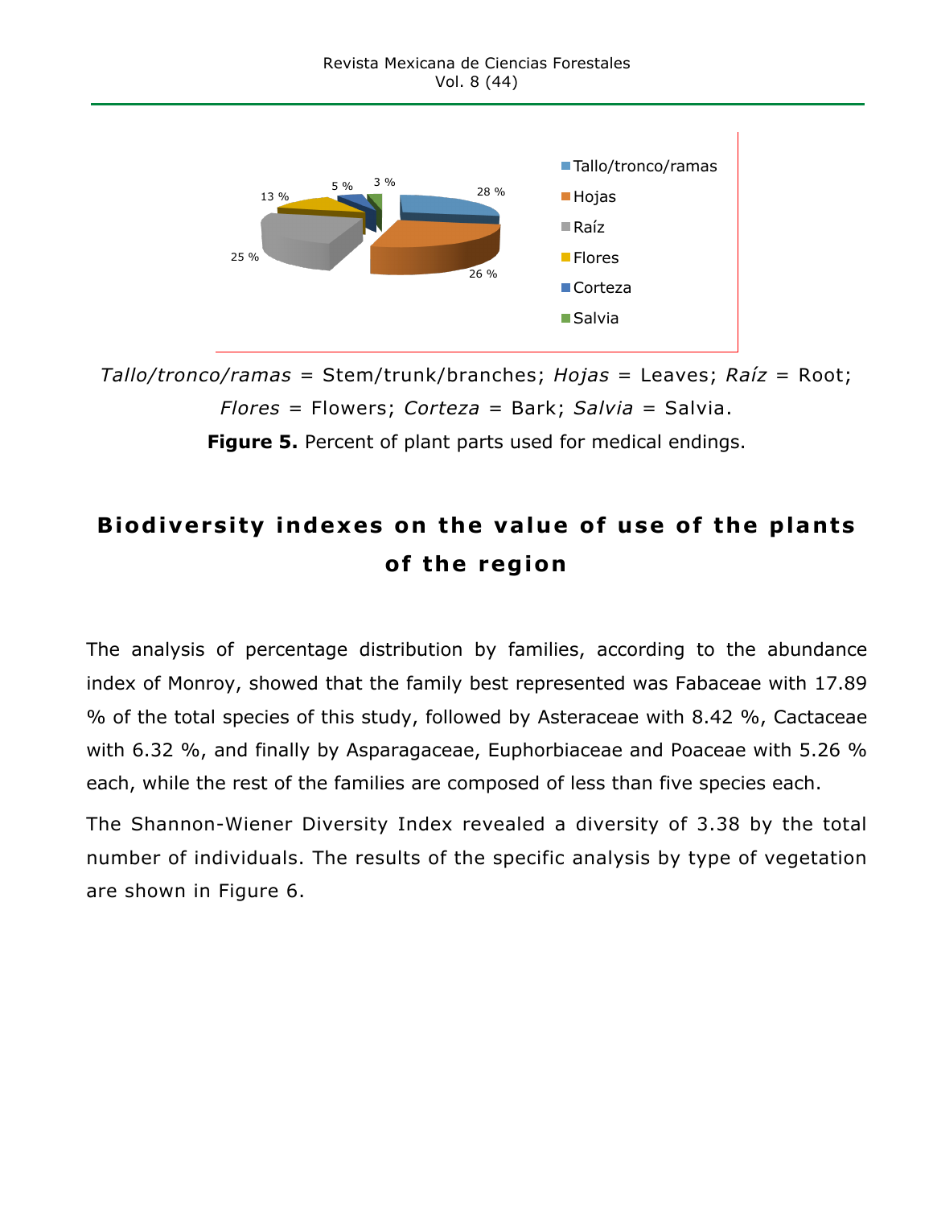*Tallo/tronco/ramas* = Stem/trunk/branches; *Hojas* = Leaves; *Raíz* = Root; *Flores* = Flowers; *Corteza* = Bark; *Salvia* = Salvia.

**Figure 5.** Percent of plant parts used for medical endings.

## Biodiversity indexes on the value of use of the plants of the region

The analysis of percentage distribution by families, according to the abundance index of Monroy, showed that the family best represented was Fabaceae with 17.89 % of the total species of this study, followed by Asteraceae with 8.42 %, Cactaceae with 6.32 %, and finally by Asparagaceae, Euphorbiaceae and Poaceae with 5.26 % each, while the rest of the families are composed of less than five species each.

The Shannon-Wiener Diversity Index revealed a diversity of 3.38 by the total number of individuals. The results of the specific analysis by type of vegetation are shown in Figure 6.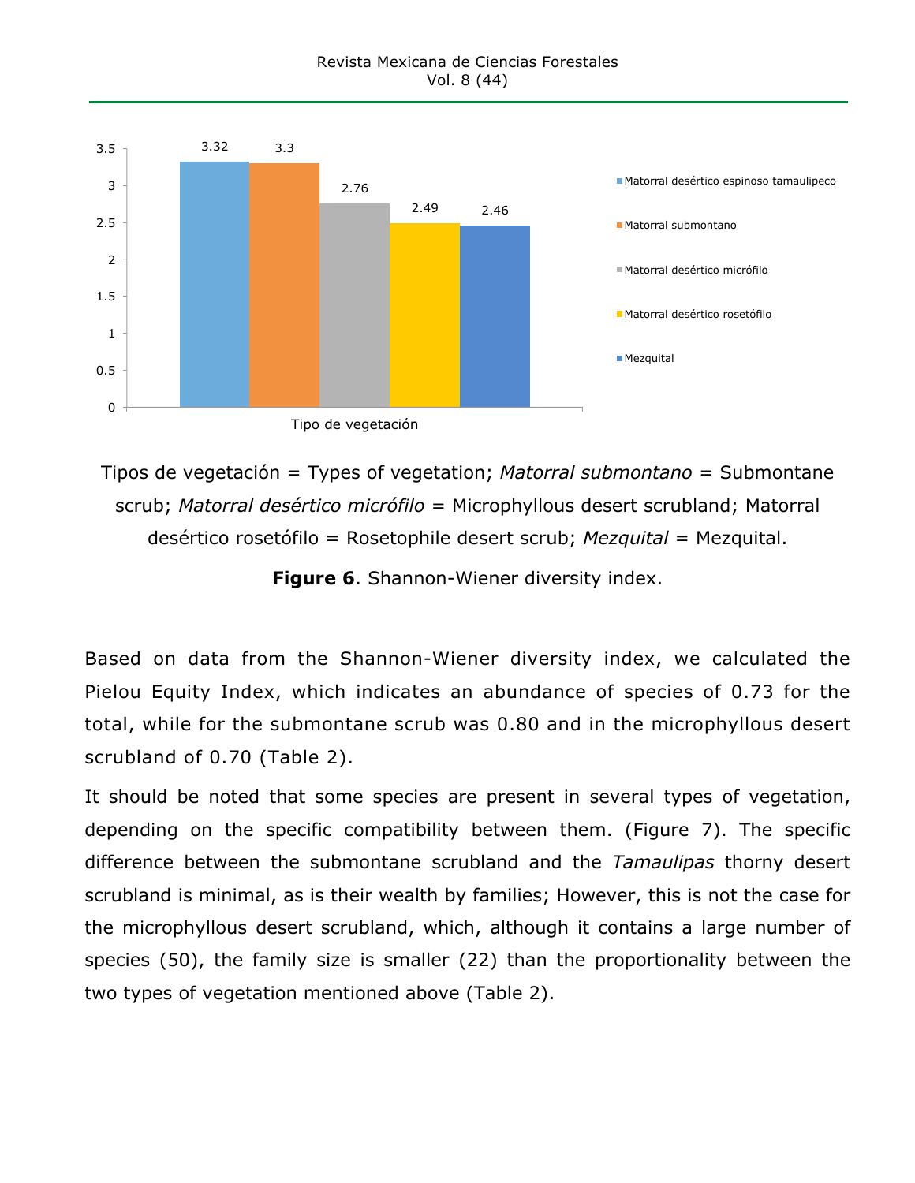Tipos de vegetación = Types of vegetation; *Matorral submontano* = Submontane scrub; *Matorral desértico micrófilo* = Microphyllous desert scrubland; Matorral desértico rosetófilo = Rosetophile desert scrub; *Mezquital* = Mezquital.

**Figure 6**. Shannon-Wiener diversity index.

Based on data from the Shannon-Wiener diversity index, we calculated the Pielou Equity Index, which indicates an abundance of species of 0.73 for the total, while for the submontane scrub was 0.80 and in the microphyllous desert scrubland of 0.70 (Table 2).

It should be noted that some species are present in several types of vegetation, depending on the specific compatibility between them. (Figure 7). The specific difference between the submontane scrubland and the *Tamaulipas* thorny desert scrubland is minimal, as is their wealth by families; However, this is not the case for the microphyllous desert scrubland, which, although it contains a large number of species (50), the family size is smaller (22) than the proportionality between the two types of vegetation mentioned above (Table 2).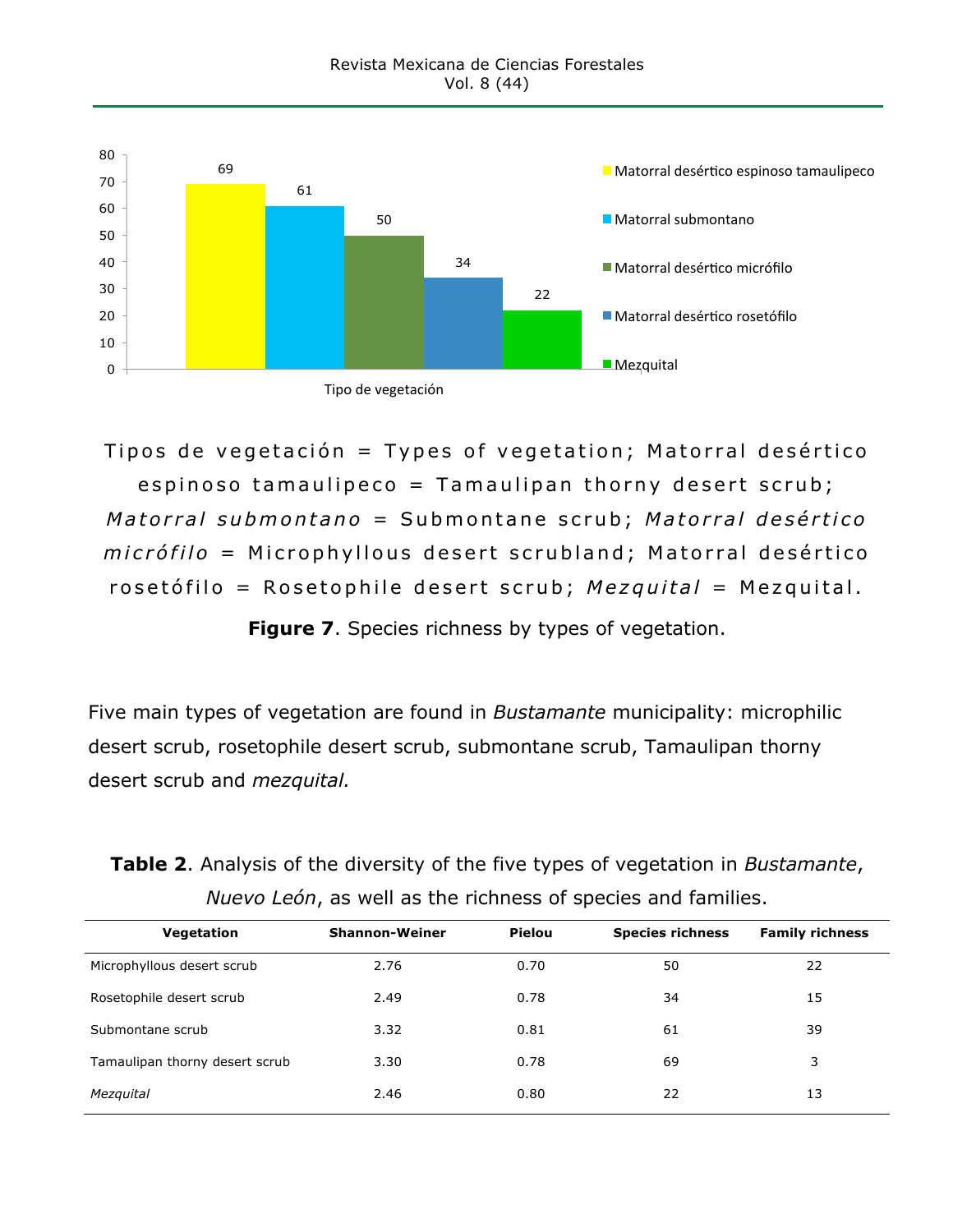Tipos de vegetación = Types of vegetation; Matorral desértico espinoso tamaulipeco = Tamaulipan thorny desert scrub; *Matorral submontano* = Submontane scrub; *Matorral desértico micrófilo* = Microphyllous desert scrubland; Matorral desértico rosetófilo = Rosetophile desert scrub; *Mezquital* = Mezquital.

**Figure 7**. Species richness by types of vegetation.

Five main types of vegetation are found in *Bustamante* municipality: microphilic desert scrub, rosetophile desert scrub, submontane scrub, Tamaulipan thorny desert scrub and *mezquital.*

**Table 2**. Analysis of the diversity of the five types of vegetation in *Bustamante*, *Nuevo León*, as well as the richness of species and families.

| Vegetation | Shannon-Weiner | Pielou | Species richness | Family richness |
|---|---|---|---|---|
| Microphyllous desert scrub | 2.76 | 0.70 | 50 | 22 |
| Rosetophile desert scrub | 2.49 | 0.78 | 34 | 15 |
| Submontane scrub | 3.32 | 0.81 | 61 | 39 |
| Tamaulipan thorny desert scrub | 3.30 | 0.78 | 69 | 3 |
| *Mezquital* | 2.46 | 0.80 | 22 | 13 |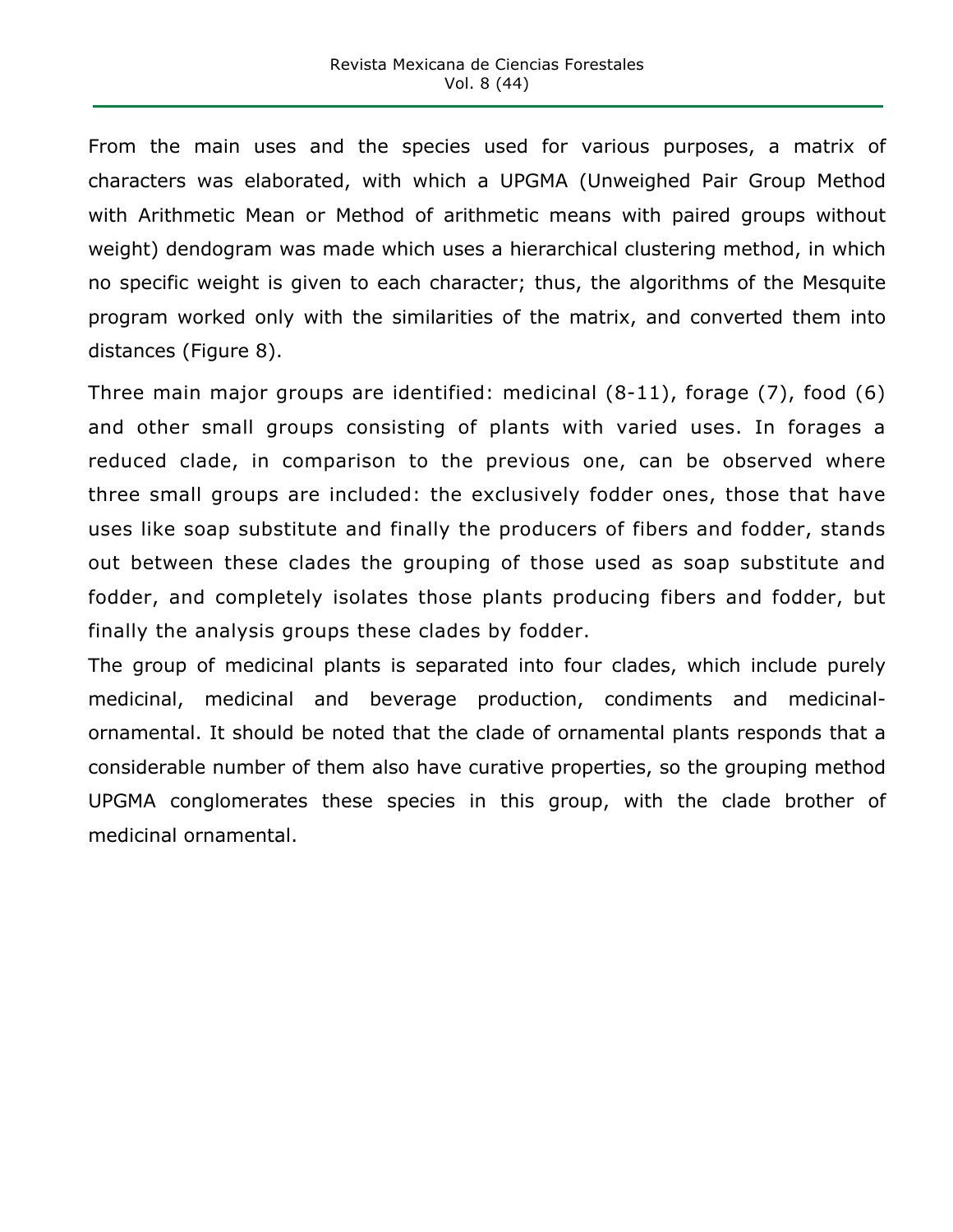From the main uses and the species used for various purposes, a matrix of characters was elaborated, with which a UPGMA (Unweighed Pair Group Method with Arithmetic Mean or Method of arithmetic means with paired groups without weight) dendogram was made which uses a hierarchical clustering method, in which no specific weight is given to each character; thus, the algorithms of the Mesquite program worked only with the similarities of the matrix, and converted them into distances (Figure 8).

Three main major groups are identified: medicinal (8-11), forage (7), food (6) and other small groups consisting of plants with varied uses. In forages a reduced clade, in comparison to the previous one, can be observed where three small groups are included: the exclusively fodder ones, those that have uses like soap substitute and finally the producers of fibers and fodder, stands out between these clades the grouping of those used as soap substitute and fodder, and completely isolates those plants producing fibers and fodder, but finally the analysis groups these clades by fodder.

The group of medicinal plants is separated into four clades, which include purely medicinal, medicinal and beverage production, condiments and medicinal-ornamental. It should be noted that the clade of ornamental plants responds that a considerable number of them also have curative properties, so the grouping method UPGMA conglomerates these species in this group, with the clade brother of medicinal ornamental.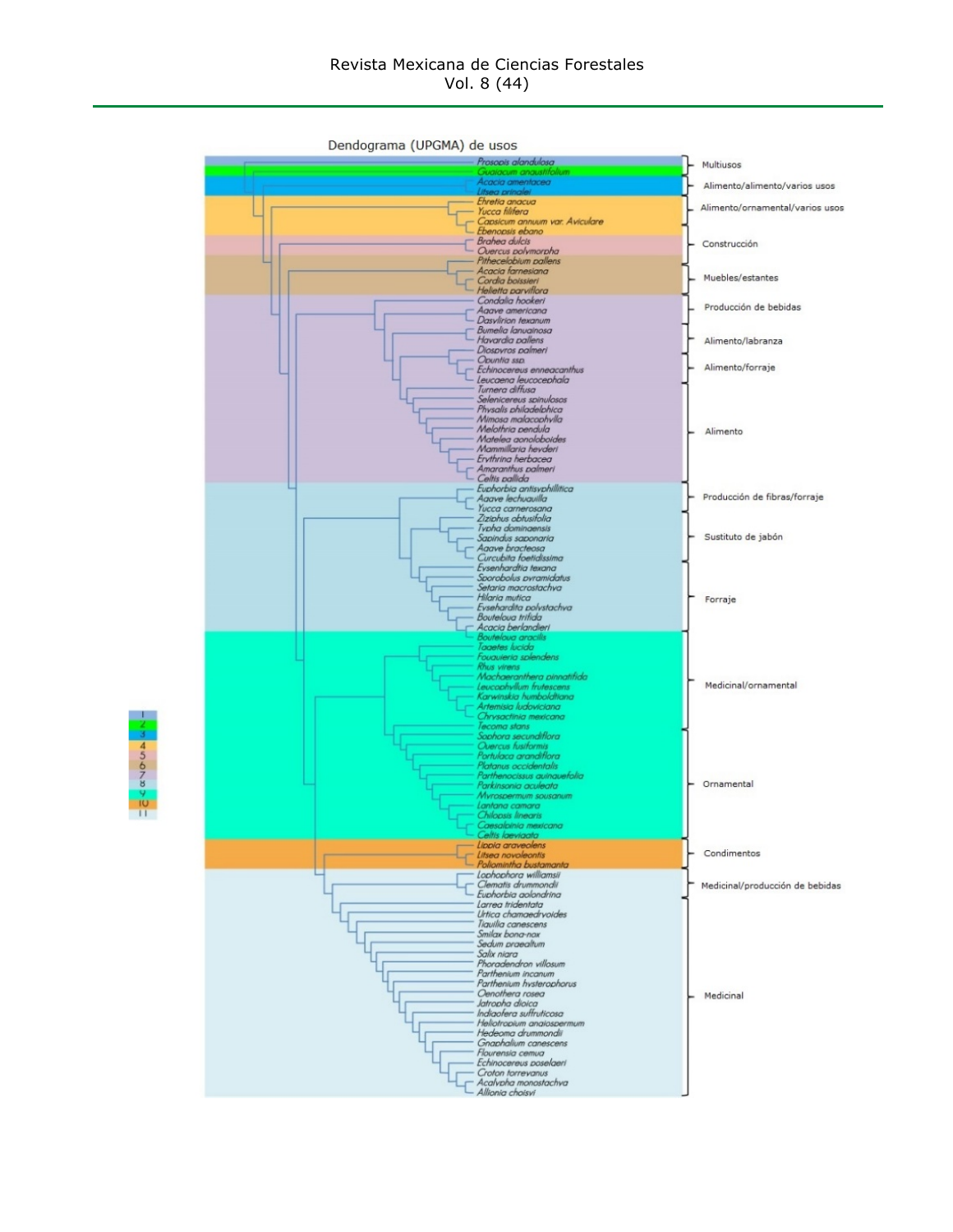Dendograma (UPGMA) de usos

*Prosopis glandulosa*
*Guaiacum angustifolium*
*Acacia amentacea*
*Litsea pringlei*
*Ehretia anacua*
*Yucca filifera*
*Capsicum annuum var. Aviculare*
*Ebenopsis ebano*
*Brahea dulcis*
*Quercus polymorpha*
*Pithecelobium pallens*
*Acacia farnesiana*
*Cordia boissieri*
*Helietta parviflora*
*Condalia hookeri*
*Agave americana*
*Dasylirion texanum*
*Bumelia lanuginosa*
*Havardia pallens*
*Diospyros palmeri*
*Opuntia ssp.*
*Echinocereus enneacanthus*
*Leucaena leucocephala*
*Turnera diffusa*
*Selenicereus spinulosos*
*Physalis philadelphica*
*Mimosa malacophylla*
*Melothria pendula*
*Matelea gonoloboides*
*Mammillaria heyderi*
*Erythrina herbacea*
*Amaranthus palmeri*
*Celtis pallida*
*Euphorbia antisyphillitica*
*Agave lechuguilla*
*Yucca carnerosana*
*Ziziphus obtusifolia*
*Typha dominaensis*
*Sapindus saponaria*
*Agave bracteosa*
*Curcubita foetidissima*
*Eysenhardtia texana*
*Sporobolus pyramidatus*
*Setaria macrostachya*
*Hilaria mutica*
*Eysehardita polystachya*
*Bouteloua trifida*
*Acacia berlandieri*
*Bouteloua gracilis*
*Tagetes lucida*
*Fouquieria splendens*
*Rhus virens*
*Machaeranthera pinnatifida*
*Leucophyllum frutescens*
*Karwinskia humboldtiana*
*Artemisia ludoviciana*
*Chrysactinia mexicana*
*Tecoma stans*
*Sophora secundiflora*
*Quercus fusiformis*
*Portulaca grandiflora*
*Platanus occidentalis*
*Parthenocissus quinquefolia*
*Parkinsonia aculeata*
*Myrospermum sousanum*
*Lantana camara*
*Chilopsis linearis*
*Caesalpinia mexicana*
*Celtis laeviagata*
*Lippia graveolens*
*Litsea novoleontis*
*Poliomintha bustamanta*
*Lophophora williamsii*
*Clematis drummondii*
*Euphorbia golondrina*
*Larrea tridentata*
*Urtica chamaedryoides*
*Tiquilia canescens*
*Smilax bona-nox*
*Sedum praealtum*
*Salix nigra*
*Phoradendron villosum*
*Parthenium incanum*
*Parthenium hysterophorus*
*Oenothera rosea*
*Jatropha dioica*
*Indigofera suffruticosa*
*Heliotropium angiospermum*
*Hedeoma drummondii*
*Gnaphalium canescens*
*Flourensia cernua*
*Echinocereus poselgeri*
*Croton torreyanus*
*Acalypha monostachya*
*Allionia choisyi*

Multiusos
Alimento/alimento/varios usos
Alimento/ornamental/varios usos
Construcción
Muebles/estantes
Producción de bebidas
Alimento/labranza
Alimento/forraje
Alimento
Producción de fibras/forraje
Sustituto de jabón
Forraje
Medicinal/ornamental
Ornamental
Condimentos
Medicinal/producción de bebidas
Medicinal

1
2
3
4
5
6
7
8
9
10
11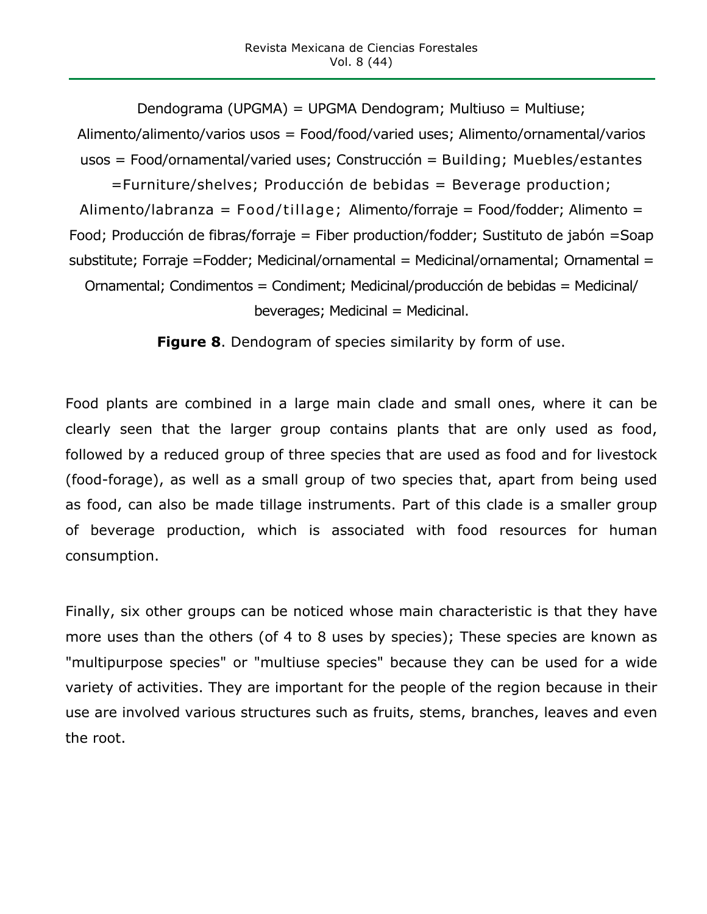Dendograma (UPGMA) = UPGMA Dendogram; Multiuso = Multiuse; Alimento/alimento/varios usos = Food/food/varied uses; Alimento/ornamental/varios usos = Food/ornamental/varied uses; Construcción = Building; Muebles/estantes =Furniture/shelves; Producción de bebidas = Beverage production; Alimento/labranza = Food/tillage; Alimento/forraje = Food/fodder; Alimento = Food; Producción de fibras/forraje = Fiber production/fodder; Sustituto de jabón =Soap substitute; Forraje =Fodder; Medicinal/ornamental = Medicinal/ornamental; Ornamental = Ornamental; Condimentos = Condiment; Medicinal/producción de bebidas = Medicinal/ beverages; Medicinal = Medicinal.

**Figure 8**. Dendogram of species similarity by form of use.

Food plants are combined in a large main clade and small ones, where it can be clearly seen that the larger group contains plants that are only used as food, followed by a reduced group of three species that are used as food and for livestock (food-forage), as well as a small group of two species that, apart from being used as food, can also be made tillage instruments. Part of this clade is a smaller group of beverage production, which is associated with food resources for human consumption.

Finally, six other groups can be noticed whose main characteristic is that they have more uses than the others (of 4 to 8 uses by species); These species are known as "multipurpose species" or "multiuse species" because they can be used for a wide variety of activities. They are important for the people of the region because in their use are involved various structures such as fruits, stems, branches, leaves and even the root.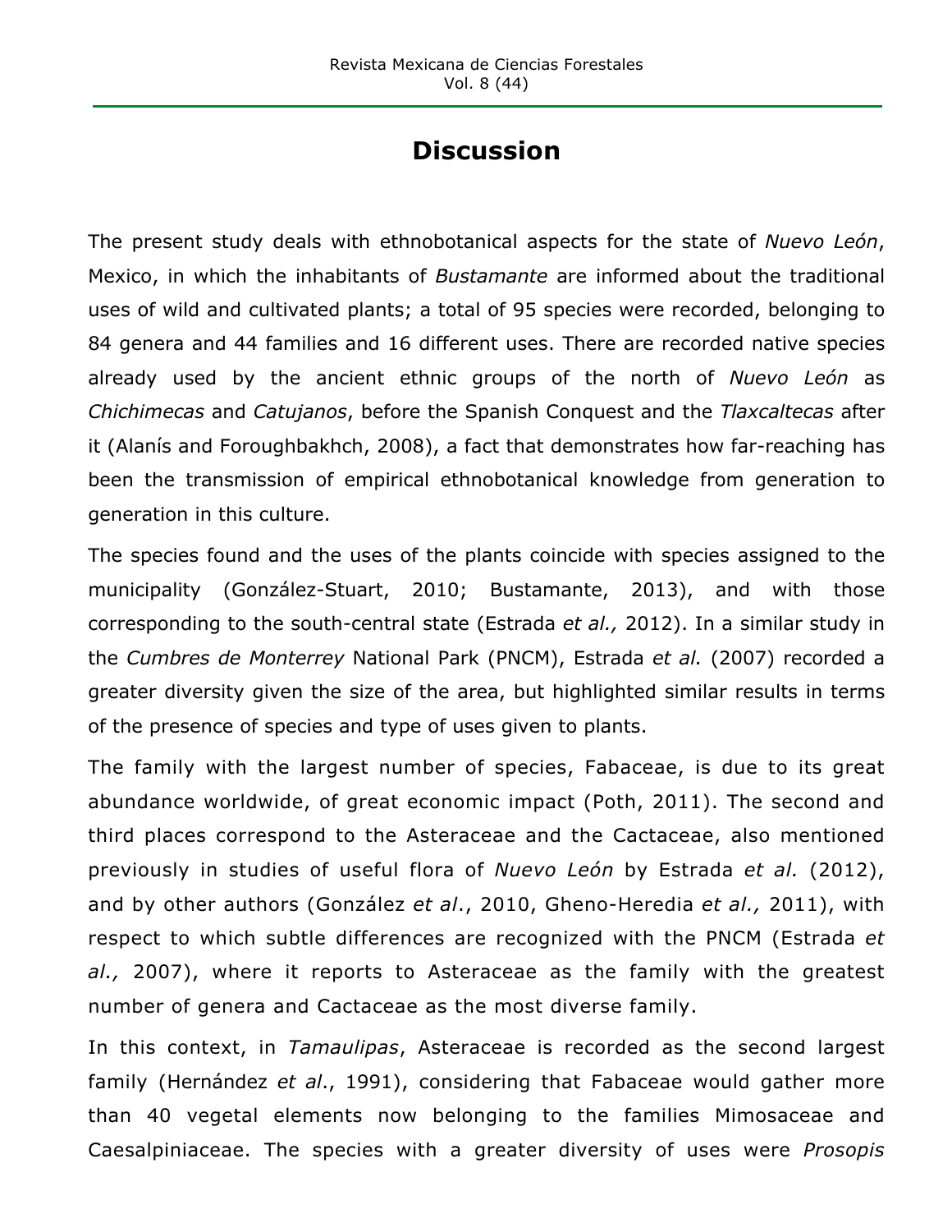## Discussion

The present study deals with ethnobotanical aspects for the state of *Nuevo León*, Mexico, in which the inhabitants of *Bustamante* are informed about the traditional uses of wild and cultivated plants; a total of 95 species were recorded, belonging to 84 genera and 44 families and 16 different uses. There are recorded native species already used by the ancient ethnic groups of the north of *Nuevo León* as *Chichimecas* and *Catujanos*, before the Spanish Conquest and the *Tlaxcaltecas* after it (Alanís and Foroughbakhch, 2008), a fact that demonstrates how far-reaching has been the transmission of empirical ethnobotanical knowledge from generation to generation in this culture.

The species found and the uses of the plants coincide with species assigned to the municipality (González-Stuart, 2010; Bustamante, 2013), and with those corresponding to the south-central state (Estrada *et al.,* 2012). In a similar study in the *Cumbres de Monterrey* National Park (PNCM), Estrada *et al.* (2007) recorded a greater diversity given the size of the area, but highlighted similar results in terms of the presence of species and type of uses given to plants.

The family with the largest number of species, Fabaceae, is due to its great abundance worldwide, of great economic impact (Poth, 2011). The second and third places correspond to the Asteraceae and the Cactaceae, also mentioned previously in studies of useful flora of *Nuevo León* by Estrada *et al.* (2012), and by other authors (González *et al*., 2010, Gheno-Heredia *et al.,* 2011), with respect to which subtle differences are recognized with the PNCM (Estrada *et al.,* 2007), where it reports to Asteraceae as the family with the greatest number of genera and Cactaceae as the most diverse family.

In this context, in *Tamaulipas*, Asteraceae is recorded as the second largest family (Hernández *et al*., 1991), considering that Fabaceae would gather more than 40 vegetal elements now belonging to the families Mimosaceae and Caesalpiniaceae. The species with a greater diversity of uses were *Prosopis*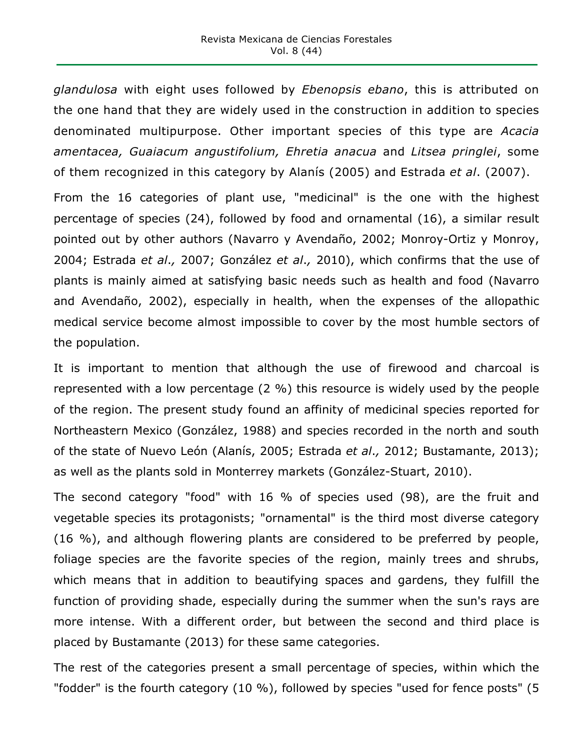*glandulosa* with eight uses followed by *Ebenopsis ebano*, this is attributed on the one hand that they are widely used in the construction in addition to species denominated multipurpose. Other important species of this type are *Acacia amentacea, Guaiacum angustifolium, Ehretia anacua* and *Litsea pringlei*, some of them recognized in this category by Alanís (2005) and Estrada *et al*. (2007).

From the 16 categories of plant use, "medicinal" is the one with the highest percentage of species (24), followed by food and ornamental (16), a similar result pointed out by other authors (Navarro y Avendaño, 2002; Monroy-Ortiz y Monroy, 2004; Estrada *et al*., 2007; González *et al*., 2010), which confirms that the use of plants is mainly aimed at satisfying basic needs such as health and food (Navarro and Avendaño, 2002), especially in health, when the expenses of the allopathic medical service become almost impossible to cover by the most humble sectors of the population.

It is important to mention that although the use of firewood and charcoal is represented with a low percentage (2 %) this resource is widely used by the people of the region. The present study found an affinity of medicinal species reported for Northeastern Mexico (González, 1988) and species recorded in the north and south of the state of Nuevo León (Alanís, 2005; Estrada *et al*., 2012; Bustamante, 2013); as well as the plants sold in Monterrey markets (González-Stuart, 2010).

The second category "food" with 16 % of species used (98), are the fruit and vegetable species its protagonists; "ornamental" is the third most diverse category (16 %), and although flowering plants are considered to be preferred by people, foliage species are the favorite species of the region, mainly trees and shrubs, which means that in addition to beautifying spaces and gardens, they fulfill the function of providing shade, especially during the summer when the sun's rays are more intense. With a different order, but between the second and third place is placed by Bustamante (2013) for these same categories.

The rest of the categories present a small percentage of species, within which the "fodder" is the fourth category (10 %), followed by species "used for fence posts" (5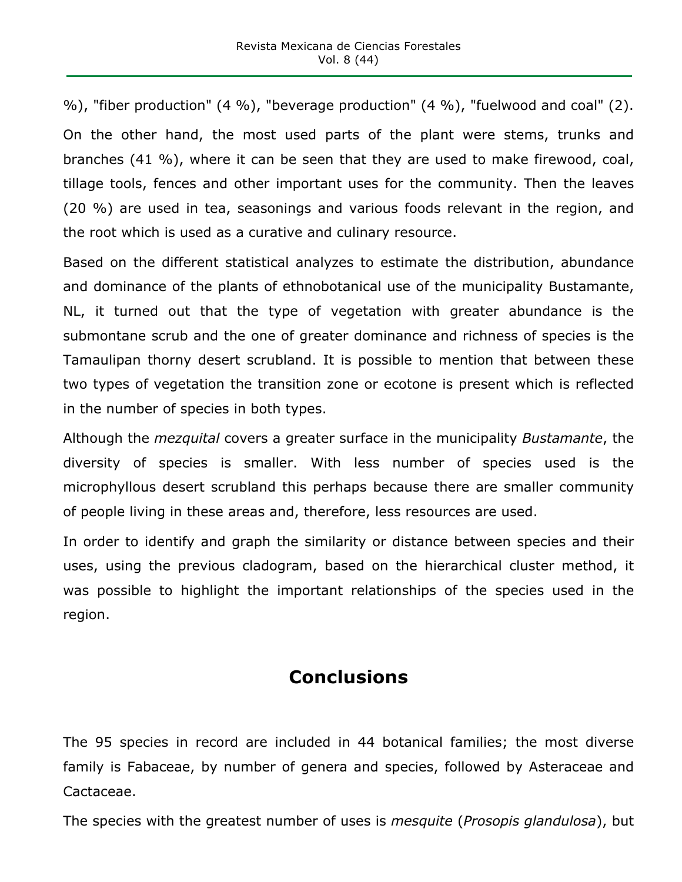%), "fiber production" (4 %), "beverage production" (4 %), "fuelwood and coal" (2). On the other hand, the most used parts of the plant were stems, trunks and branches (41 %), where it can be seen that they are used to make firewood, coal, tillage tools, fences and other important uses for the community. Then the leaves (20 %) are used in tea, seasonings and various foods relevant in the region, and the root which is used as a curative and culinary resource.

Based on the different statistical analyzes to estimate the distribution, abundance and dominance of the plants of ethnobotanical use of the municipality Bustamante, NL, it turned out that the type of vegetation with greater abundance is the submontane scrub and the one of greater dominance and richness of species is the Tamaulipan thorny desert scrubland. It is possible to mention that between these two types of vegetation the transition zone or ecotone is present which is reflected in the number of species in both types.

Although the *mezquital* covers a greater surface in the municipality *Bustamante*, the diversity of species is smaller. With less number of species used is the microphyllous desert scrubland this perhaps because there are smaller community of people living in these areas and, therefore, less resources are used.

In order to identify and graph the similarity or distance between species and their uses, using the previous cladogram, based on the hierarchical cluster method, it was possible to highlight the important relationships of the species used in the region.

## Conclusions

The 95 species in record are included in 44 botanical families; the most diverse family is Fabaceae, by number of genera and species, followed by Asteraceae and Cactaceae.

The species with the greatest number of uses is *mesquite* (*Prosopis glandulosa*), but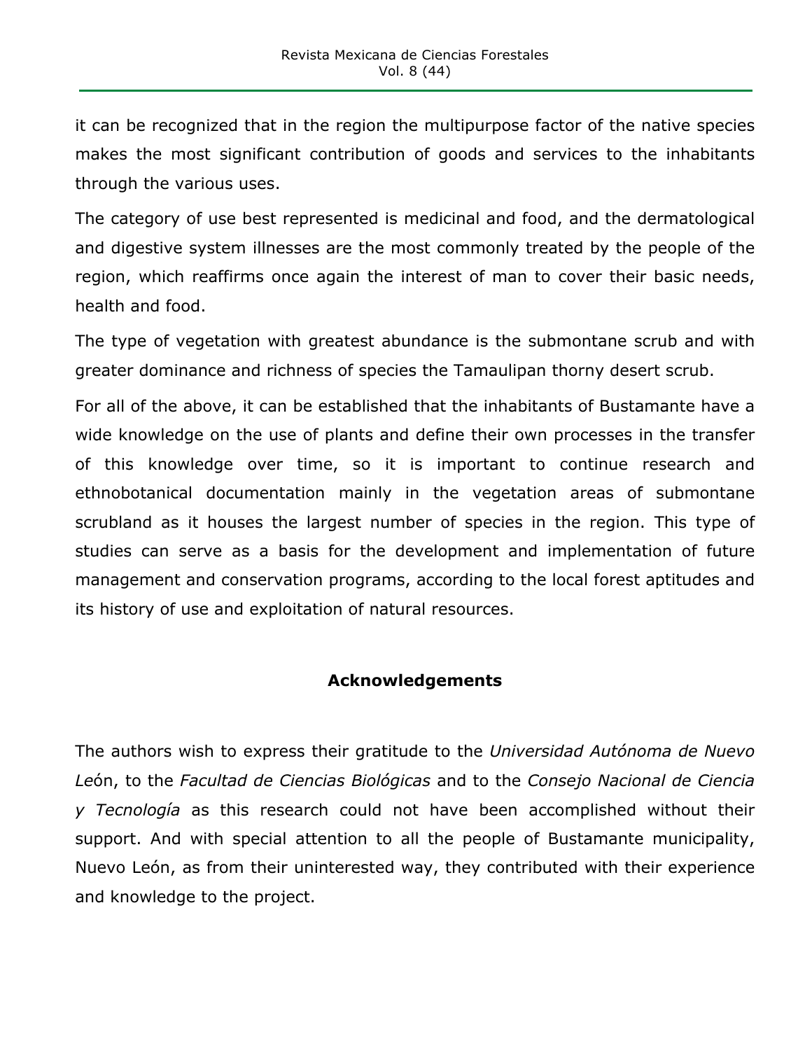it can be recognized that in the region the multipurpose factor of the native species makes the most significant contribution of goods and services to the inhabitants through the various uses.

The category of use best represented is medicinal and food, and the dermatological and digestive system illnesses are the most commonly treated by the people of the region, which reaffirms once again the interest of man to cover their basic needs, health and food.

The type of vegetation with greatest abundance is the submontane scrub and with greater dominance and richness of species the Tamaulipan thorny desert scrub.

For all of the above, it can be established that the inhabitants of Bustamante have a wide knowledge on the use of plants and define their own processes in the transfer of this knowledge over time, so it is important to continue research and ethnobotanical documentation mainly in the vegetation areas of submontane scrubland as it houses the largest number of species in the region. This type of studies can serve as a basis for the development and implementation of future management and conservation programs, according to the local forest aptitudes and its history of use and exploitation of natural resources.

## Acknowledgements

The authors wish to express their gratitude to the *Universidad Autónoma de Nuevo Le*ón, to the *Facultad de Ciencias Biológicas* and to the *Consejo Nacional de Ciencia y Tecnología* as this research could not have been accomplished without their support. And with special attention to all the people of Bustamante municipality, Nuevo León, as from their uninterested way, they contributed with their experience and knowledge to the project.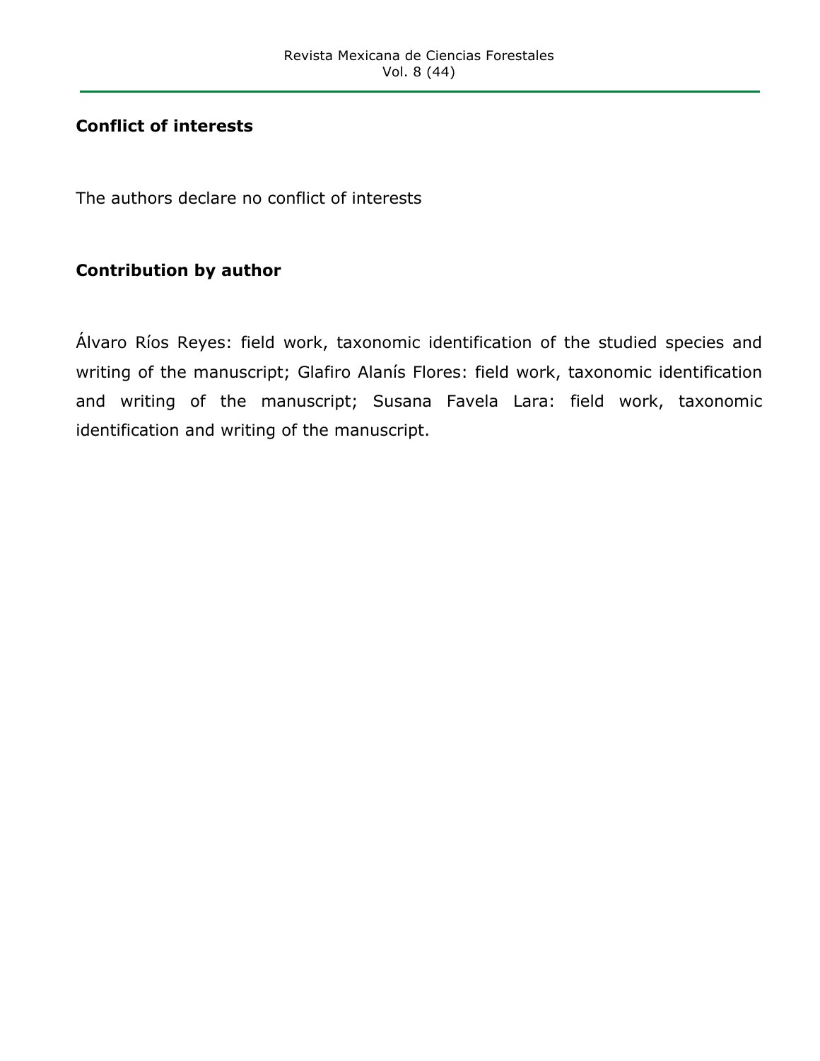## Conflict of interests

The authors declare no conflict of interests

## Contribution by author

Álvaro Ríos Reyes: field work, taxonomic identification of the studied species and writing of the manuscript; Glafiro Alanís Flores: field work, taxonomic identification and writing of the manuscript; Susana Favela Lara: field work, taxonomic identification and writing of the manuscript.